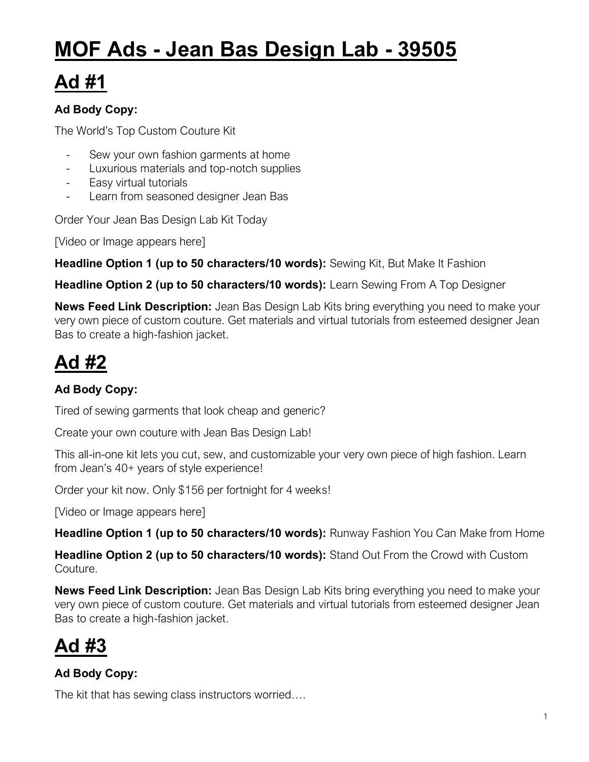# MOF Ads - Jean Bas Design Lab - 39505

# Ad #1

**Ad Body Copy:**

The World's Top Custom Couture Kit

- Sew your own fashion garments at home
- Luxurious materials and top-notch supplies
- Easy virtual tutorials
- Learn from seasoned designer Jean Bas

Order Your Jean Bas Design Lab Kit Today

[Video or Image appears here]

**Headline Option 1 (up to 50 characters/10 words):** Sewing Kit, But Make It Fashion

**Headline Option 2 (up to 50 characters/10 words):** Learn Sewing From A Top Designer

**News Feed Link Description:** Jean Bas Design Lab Kits bring everything you need to make your very own piece of custom couture. Get materials and virtual tutorials from esteemed designer Jean Bas to create a high-fashion jacket.

# Ad #2

**Ad Body Copy:**

Tired of sewing garments that look cheap and generic?

Create your own couture with Jean Bas Design Lab!

This all-in-one kit lets you cut, sew, and customizable your very own piece of high fashion. Learn from Jean's 40+ years of style experience!

Order your kit now. Only $156 per fortnight for 4 weeks!

[Video or Image appears here]

**Headline Option 1 (up to 50 characters/10 words):** Runway Fashion You Can Make from Home

**Headline Option 2 (up to 50 characters/10 words):** Stand Out From the Crowd with Custom Couture.

**News Feed Link Description:** Jean Bas Design Lab Kits bring everything you need to make your very own piece of custom couture. Get materials and virtual tutorials from esteemed designer Jean Bas to create a high-fashion jacket.

# Ad #3

**Ad Body Copy:**

The kit that has sewing class instructors worried….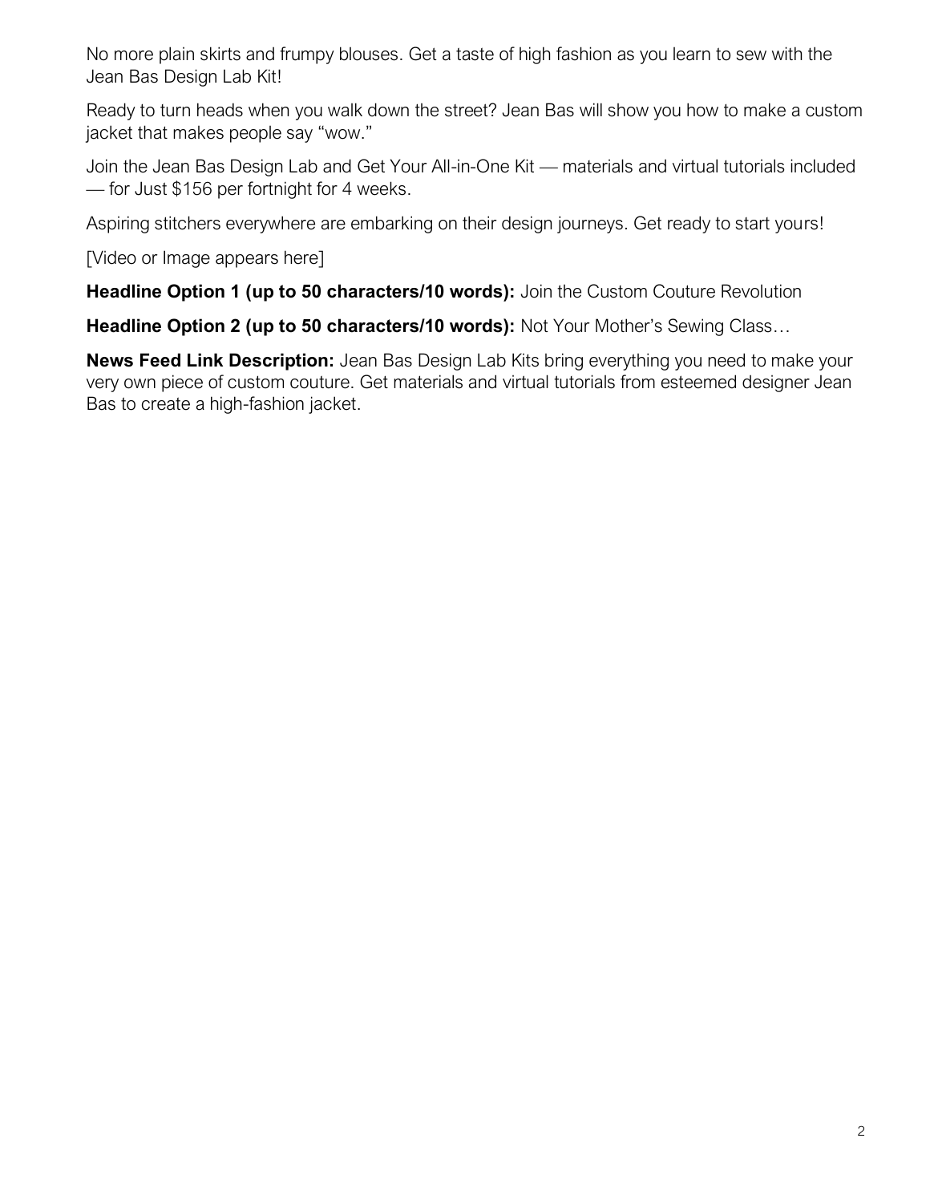No more plain skirts and frumpy blouses. Get a taste of high fashion as you learn to sew with the Jean Bas Design Lab Kit!

Ready to turn heads when you walk down the street? Jean Bas will show you how to make a custom jacket that makes people say “wow.”

Join the Jean Bas Design Lab and Get Your All-in-One Kit — materials and virtual tutorials included — for Just $156 per fortnight for 4 weeks.

Aspiring stitchers everywhere are embarking on their design journeys. Get ready to start yours!

[Video or Image appears here]

**Headline Option 1 (up to 50 characters/10 words):** Join the Custom Couture Revolution

**Headline Option 2 (up to 50 characters/10 words):** Not Your Mother’s Sewing Class…

**News Feed Link Description:** Jean Bas Design Lab Kits bring everything you need to make your very own piece of custom couture. Get materials and virtual tutorials from esteemed designer Jean Bas to create a high-fashion jacket.